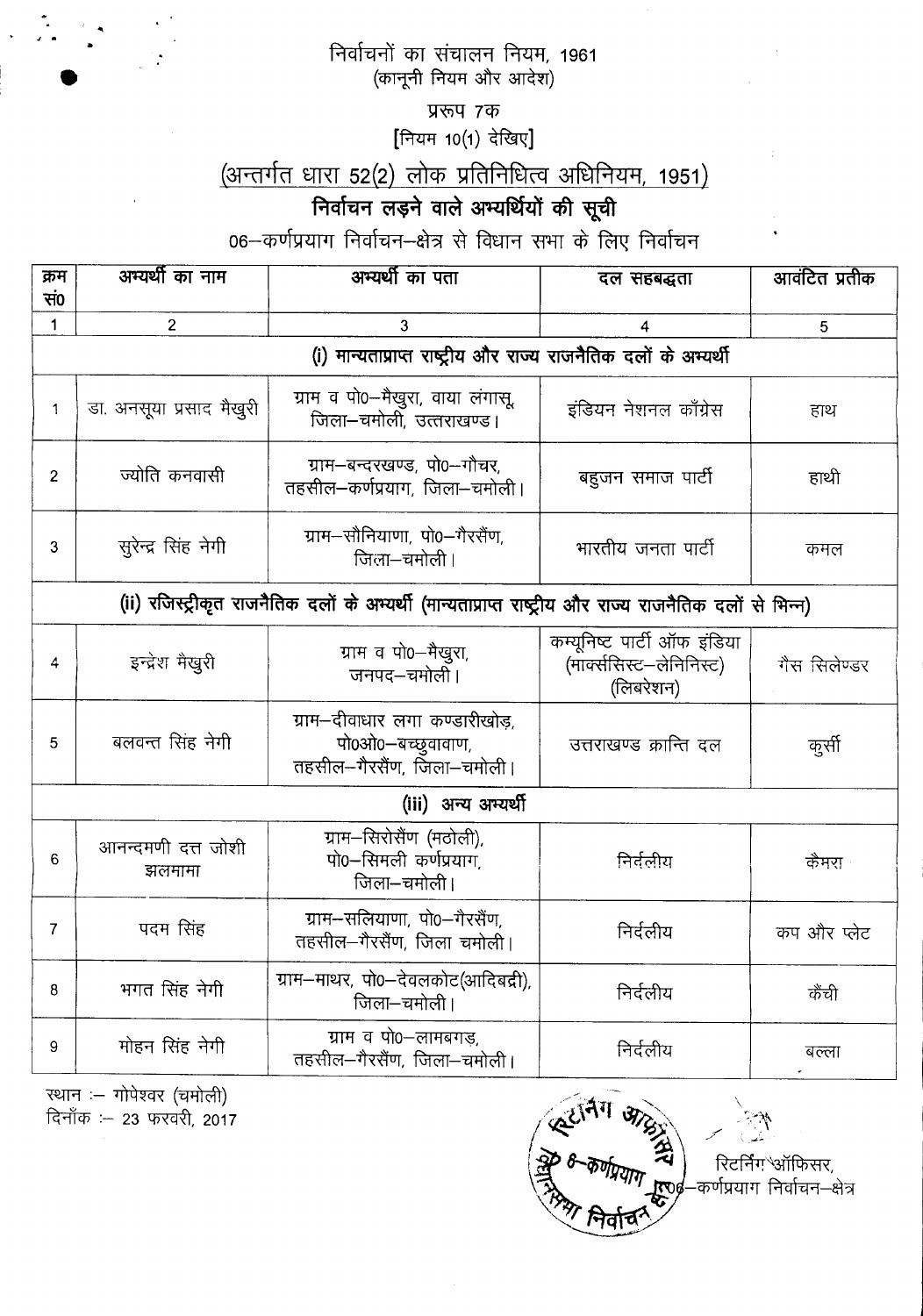निर्वाचनों का संचालन नियम, 1961
(कानूनी नियम और आदेश)

प्ररूप 7क

[नियम 10(1) देखिए]

(अन्तर्गत धारा 52(2) लोक प्रतिनिधित्व अधिनियम, 1951)

## निर्वाचन लड़ने वाले अभ्यर्थियों की सूची

06–कर्णप्रयाग निर्वाचन–क्षेत्र से विधान सभा के लिए निर्वाचन

| क्रम सं0 | अभ्यर्थी का नाम | अभ्यर्थी का पता | दल सहबद्धता | आवंटित प्रतीक |
|---|---|---|---|---|
| 1 | 2 | 3 | 4 | 5 |
| **(i) मान्यताप्राप्त राष्ट्रीय और राज्य राजनैतिक दलों के अभ्यर्थी** | | | | |
| 1 | डा. अनसूया प्रसाद मैखुरी | ग्राम व पो0–मैखुरा, वाया लंगासू जिला–चमोली, उत्तराखण्ड। | इंडियन नेशनल काँग्रेस | हाथ |
| 2 | ज्योति कनवासी | ग्राम–बन्दरखण्ड, पो0–गौचर, तहसील–कर्णप्रयाग, जिला–चमोली। | बहुजन समाज पार्टी | हाथी |
| 3 | सुरेन्द्र सिंह नेगी | ग्राम–सौनियाणा, पो0–गैरसैंण, जिला–चमोली। | भारतीय जनता पार्टी | कमल |
| **(ii) रजिस्ट्रीकृत राजनैतिक दलों के अभ्यर्थी (मान्यताप्राप्त राष्ट्रीय और राज्य राजनैतिक दलों से भिन्न)** | | | | |
| 4 | इन्द्रेश मैखुरी | ग्राम व पो0–मैखुरा, जनपद–चमोली। | कम्यूनिष्ट पार्टी ऑफ इंडिया (मार्क्ससिस्ट–लेनिनिस्ट) (लिबरेशन) | गैस सिलेण्डर |
| 5 | बलवन्त सिंह नेगी | ग्राम–दीवाधार लगा कण्डारीखोड़, पो0ओ0–बच्छुवावाण, तहसील–गैरसैंण, जिला–चमोली। | उत्तराखण्ड क्रान्ति दल | कुर्सी |
| **(iii) अन्य अभ्यर्थी** | | | | |
| 6 | आनन्दमणी दत्त जोशी झलमामा | ग्राम–सिरोसैंण (मठोली), पो0–सिमली कर्णप्रयाग, जिला–चमोली। | निर्दलीय | कैमरा |
| 7 | पदम सिंह | ग्राम–सलियाणा, पो0–गैरसैंण, तहसील–गैरसैंण, जिला चमोली। | निर्दलीय | कप और प्लेट |
| 8 | भगत सिंह नेगी | ग्राम–माथर, पो0–देवलकोट(आदिबद्री), जिला–चमोली। | निर्दलीय | कैंची |
| 9 | मोहन सिंह नेगी | ग्राम व पो0–लामबगड़, तहसील–गैरसैंण, जिला–चमोली। | निर्दलीय | बल्ला |

स्थान :– गोपेश्वर (चमोली)
दिनाँक :– 23 फरवरी, 2017

रिटर्निंग ऑफिसर,
06–कर्णप्रयाग निर्वाचन–क्षेत्र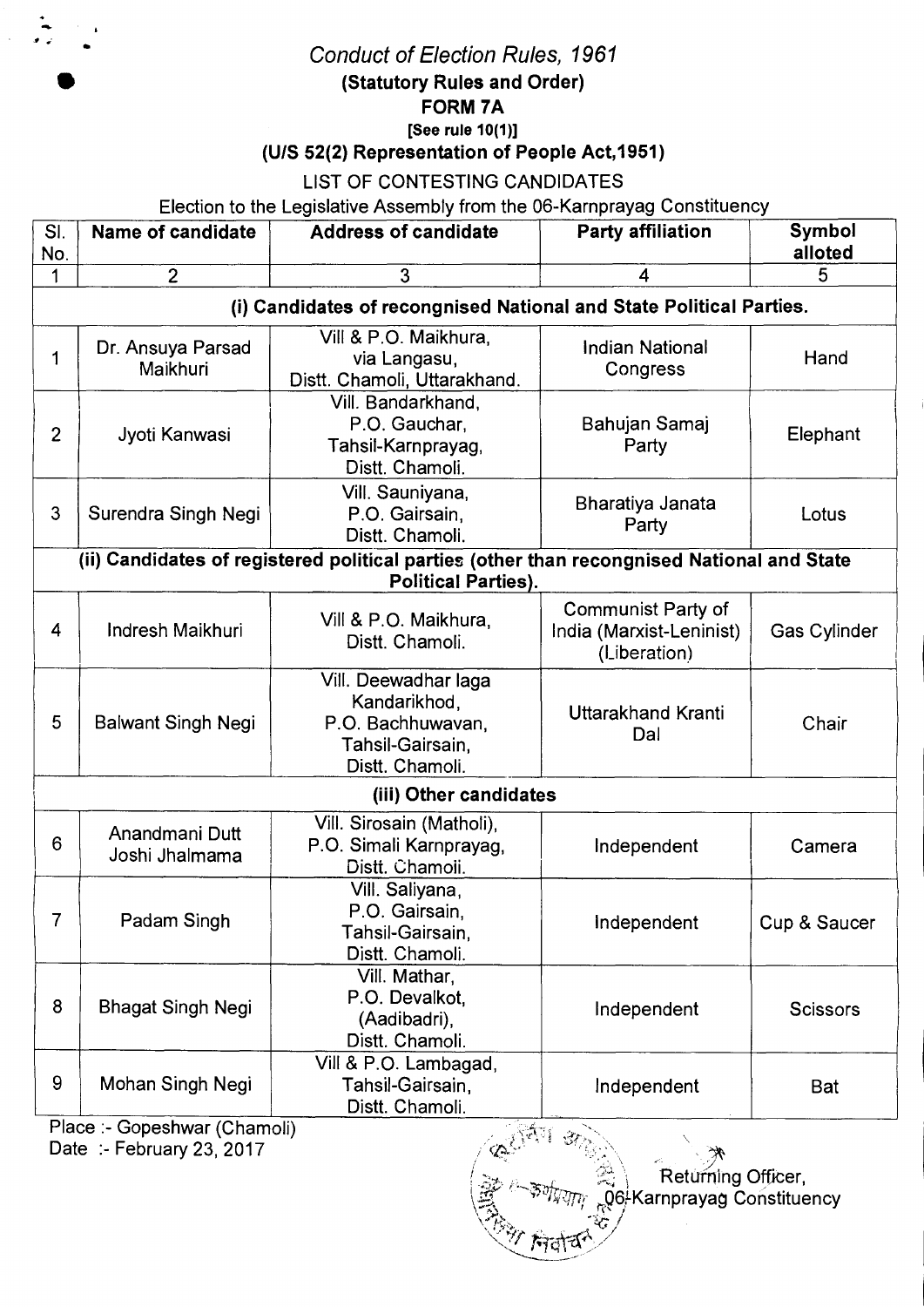# Conduct of Election Rules, 1961

**(Statutory Rules and Order)**

**FORM 7A**

**[See rule 10(1)]**

**(U/S 52(2) Representation of People Act,1951)**

LIST OF CONTESTING CANDIDATES

Election to the Legislative Assembly from the 06-Karnprayag Constituency

| Sl. No. | Name of candidate | Address of candidate | Party affiliation | Symbol alloted |
|---|---|---|---|---|
| 1 | 2 | 3 | 4 | 5 |
| **(i) Candidates of recongnised National and State Political Parties.** | | | | |
| 1 | Dr. Ansuya Parsad Maikhuri | Vill & P.O. Maikhura, via Langasu, Distt. Chamoli, Uttarakhand. | Indian National Congress | Hand |
| 2 | Jyoti Kanwasi | Vill. Bandarkhand, P.O. Gauchar, Tahsil-Karnprayag, Distt. Chamoli. | Bahujan Samaj Party | Elephant |
| 3 | Surendra Singh Negi | Vill. Sauniyana, P.O. Gairsain, Distt. Chamoli. | Bharatiya Janata Party | Lotus |
| **(ii) Candidates of registered political parties (other than recongnised National and State Political Parties).** | | | | |
| 4 | Indresh Maikhuri | Vill & P.O. Maikhura, Distt. Chamoli. | Communist Party of India (Marxist-Leninist) (Liberation) | Gas Cylinder |
| 5 | Balwant Singh Negi | Vill. Deewadhar laga Kandarikhod, P.O. Bachhuwavan, Tahsil-Gairsain, Distt. Chamoli. | Uttarakhand Kranti Dal | Chair |
| **(iii) Other candidates** | | | | |
| 6 | Anandmani Dutt Joshi Jhalmama | Vill. Sirosain (Matholi), P.O. Simali Karnprayag, Distt. Chamoli. | Independent | Camera |
| 7 | Padam Singh | Vill. Saliyana, P.O. Gairsain, Tahsil-Gairsain, Distt. Chamoli. | Independent | Cup & Saucer |
| 8 | Bhagat Singh Negi | Vill. Mathar, P.O. Devalkot, (Aadibadri), Distt. Chamoli. | Independent | Scissors |
| 9 | Mohan Singh Negi | Vill & P.O. Lambagad, Tahsil-Gairsain, Distt. Chamoli. | Independent | Bat |

Place :- Gopeshwar (Chamoli)
Date :- February 23, 2017

Returning Officer,
06-Karnprayag Constituency